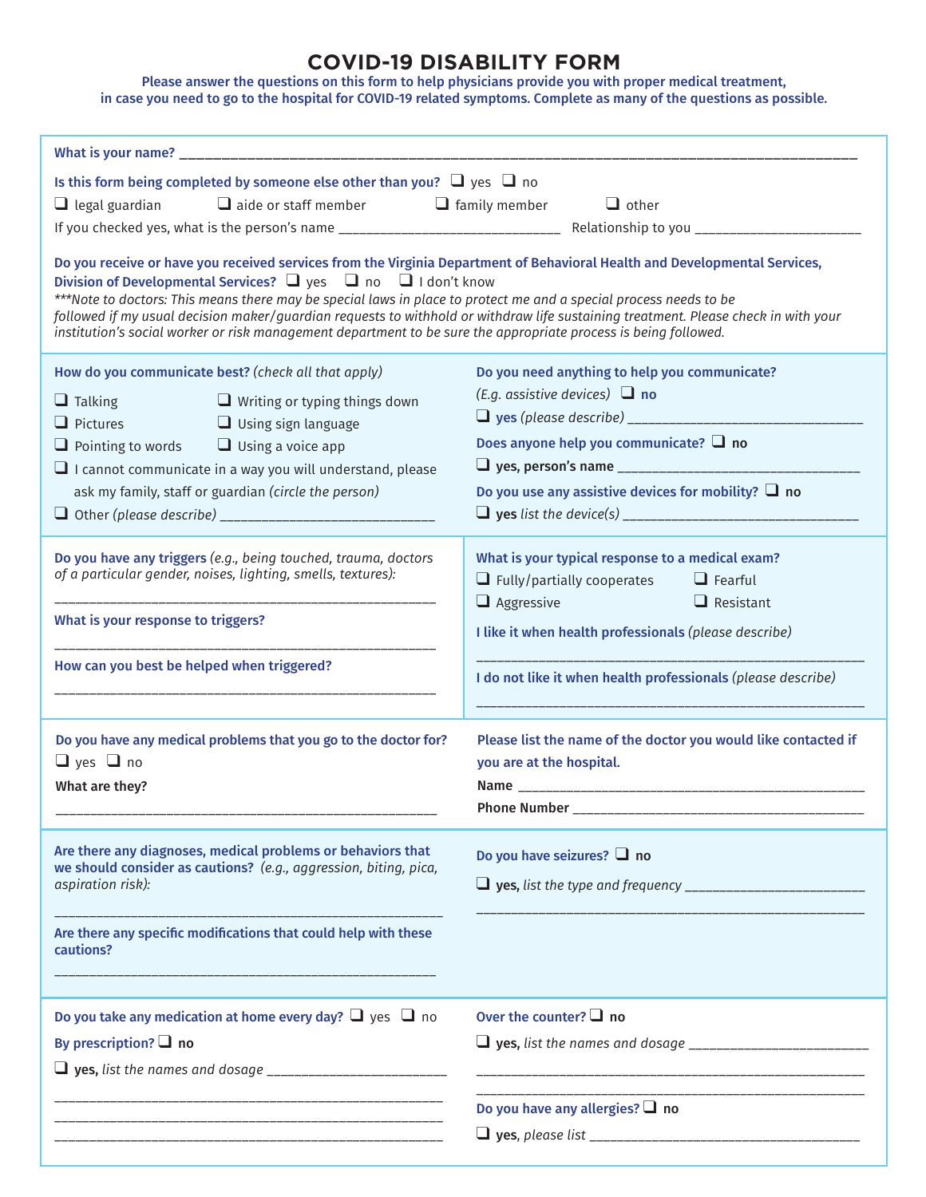# COVID-19 DISABILITY FORM

**Please answer the questions on this form to help physicians provide you with proper medical treatment, in case you need to go to the hospital for COVID-19 related symptoms. Complete as many of the questions as possible.**

**What is your name?** ___________________________________________________________________________

**Is this form being completed by someone else other than you?** ❑ yes ❑ no

❑ legal guardian ❑ aide or staff member ❑ family member ❑ other

If you checked yes, what is the person's name ______________________________ Relationship to you ______________________

**Do you receive or have you received services from the Virginia Department of Behavioral Health and Developmental Services, Division of Developmental Services?** ❑ yes ❑ no ❑ I don't know

****Note to doctors: This means there may be special laws in place to protect me and a special process needs to be followed if my usual decision maker/guardian requests to withhold or withdraw life sustaining treatment. Please check in with your institution's social worker or risk management department to be sure the appropriate process is being followed.*

**How do you communicate best?** *(check all that apply)*

❑ Talking ❑ Writing or typing things down

❑ Pictures ❑ Using sign language

❑ Pointing to words ❑ Using a voice app

❑ I cannot communicate in a way you will understand, please ask my family, staff or guardian *(circle the person)*

❑ Other *(please describe)* _____________________________

**Do you need anything to help you communicate?** *(E.g. assistive devices)* ❑ **no**

❑ **yes** *(please describe)* _________________________________

**Does anyone help you communicate?** ❑ **no**

❑ **yes, person's name** _________________________________

**Do you use any assistive devices for mobility?** ❑ **no**

❑ **yes** *list the device(s)* _________________________________

**Do you have any triggers** *(e.g., being touched, trauma, doctors of a particular gender, noises, lighting, smells, textures):*

_____________________________________________________

**What is your response to triggers?**

_____________________________________________________

**How can you best be helped when triggered?**

_____________________________________________________

**What is your typical response to a medical exam?**

❑ Fully/partially cooperates ❑ Fearful

❑ Aggressive ❑ Resistant

**I like it when health professionals** *(please describe)*

_____________________________________________________

**I do not like it when health professionals** *(please describe)*

_____________________________________________________

**Do you have any medical problems that you go to the doctor for?**

❑ yes ❑ no

**What are they?**

_____________________________________________________

**Please list the name of the doctor you would like contacted if you are at the hospital.**

**Name** _______________________________________________

**Phone Number** ________________________________________

**Are there any diagnoses, medical problems or behaviors that we should consider as cautions?** *(e.g., aggression, biting, pica, aspiration risk):*

_____________________________________________________

**Are there any specific modifications that could help with these cautions?**

_____________________________________________________

**Do you have seizures?** ❑ **no**

❑ **yes,** *list the type and frequency* ________________________

_____________________________________________________

**Do you take any medication at home every day?** ❑ yes ❑ no

**By prescription?** ❑ **no**

❑ **yes,** *list the names and dosage* ________________________

_____________________________________________________

_____________________________________________________

_____________________________________________________

**Over the counter?** ❑ **no**

❑ **yes,** *list the names and dosage* ________________________

_____________________________________________________

_____________________________________________________

**Do you have any allergies?** ❑ **no**

❑ **yes,** *please list* ____________________________________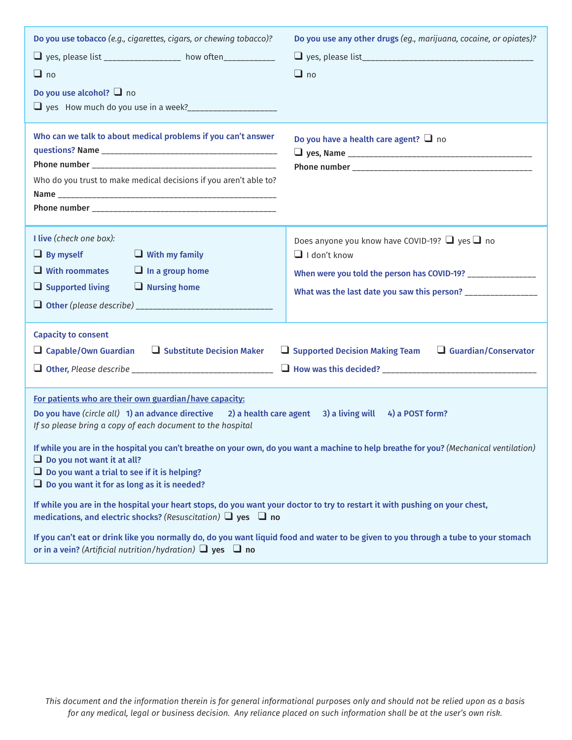**Do you use tobacco** *(e.g., cigarettes, cigars, or chewing tobacco)?*

❑ yes, please list _________________ how often____________

❑ no

**Do you use alcohol?** ❑ no

❑ yes How much do you use in a week?____________________

**Do you use any other drugs** *(eg., marijuana, cocaine, or opiates)?*

❑ yes, please list__________________________________________

❑ no

**Who can we talk to about medical problems if you can't answer questions?** **Name** ___________________________________________

**Phone number** ___________________________________________

Who do you trust to make medical decisions if you aren't able to?

**Name** ___________________________________________________

**Phone number** ___________________________________________

**Do you have a health care agent?** ❑ no

❑ **yes, Name** ___________________________________________

**Phone number** ___________________________________________

**I live** *(check one box):*

❑ **By myself** ❑ **With my family**

❑ **With roommates** ❑ **In a group home**

❑ **Supported living** ❑ **Nursing home**

❑ **Other** *(please describe)* _______________________________

Does anyone you know have COVID-19? ❑ yes ❑ no

❑ I don't know

**When were you told the person has COVID-19?** ________________

**What was the last date you saw this person?** ________________

**Capacity to consent**

❑ **Capable/Own Guardian** ❑ **Substitute Decision Maker** ❑ **Supported Decision Making Team** ❑ **Guardian/Conservator**

❑ **Other,** *Please describe* _________________________________ ❑ **How was this decided?** ___________________________________

**For patients who are their own guardian/have capacity:**

**Do you have** *(circle all)* **1) an advance directive** **2) a health care agent** **3) a living will** **4) a POST form?**

*If so please bring a copy of each document to the hospital*

**If while you are in the hospital you can't breathe on your own, do you want a machine to help breathe for you?** *(Mechanical ventilation)*

❑ **Do you not want it at all?**

❑ **Do you want a trial to see if it is helping?**

❑ **Do you want it for as long as it is needed?**

**If while you are in the hospital your heart stops, do you want your doctor to try to restart it with pushing on your chest, medications, and electric shocks?** *(Resuscitation)* ❑ **yes** ❑ **no**

**If you can't eat or drink like you normally do, do you want liquid food and water to be given to you through a tube to your stomach or in a vein?** *(Artificial nutrition/hydration)* ❑ **yes** ❑ **no**

*This document and the information therein is for general informational purposes only and should not be relied upon as a basis for any medical, legal or business decision. Any reliance placed on such information shall be at the user's own risk.*